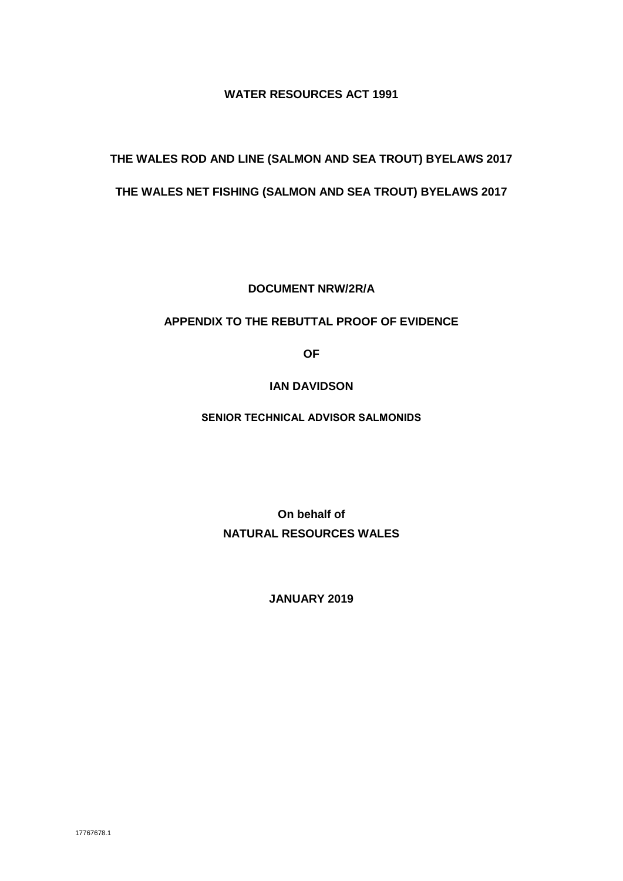**WATER RESOURCES ACT 1991**

**THE WALES ROD AND LINE (SALMON AND SEA TROUT) BYELAWS 2017**

**THE WALES NET FISHING (SALMON AND SEA TROUT) BYELAWS 2017**

**DOCUMENT NRW/2R/A**

**APPENDIX TO THE REBUTTAL PROOF OF EVIDENCE**

**OF**

**IAN DAVIDSON**

**SENIOR TECHNICAL ADVISOR SALMONIDS**

**On behalf of**
**NATURAL RESOURCES WALES**

**JANUARY 2019**

17767678.1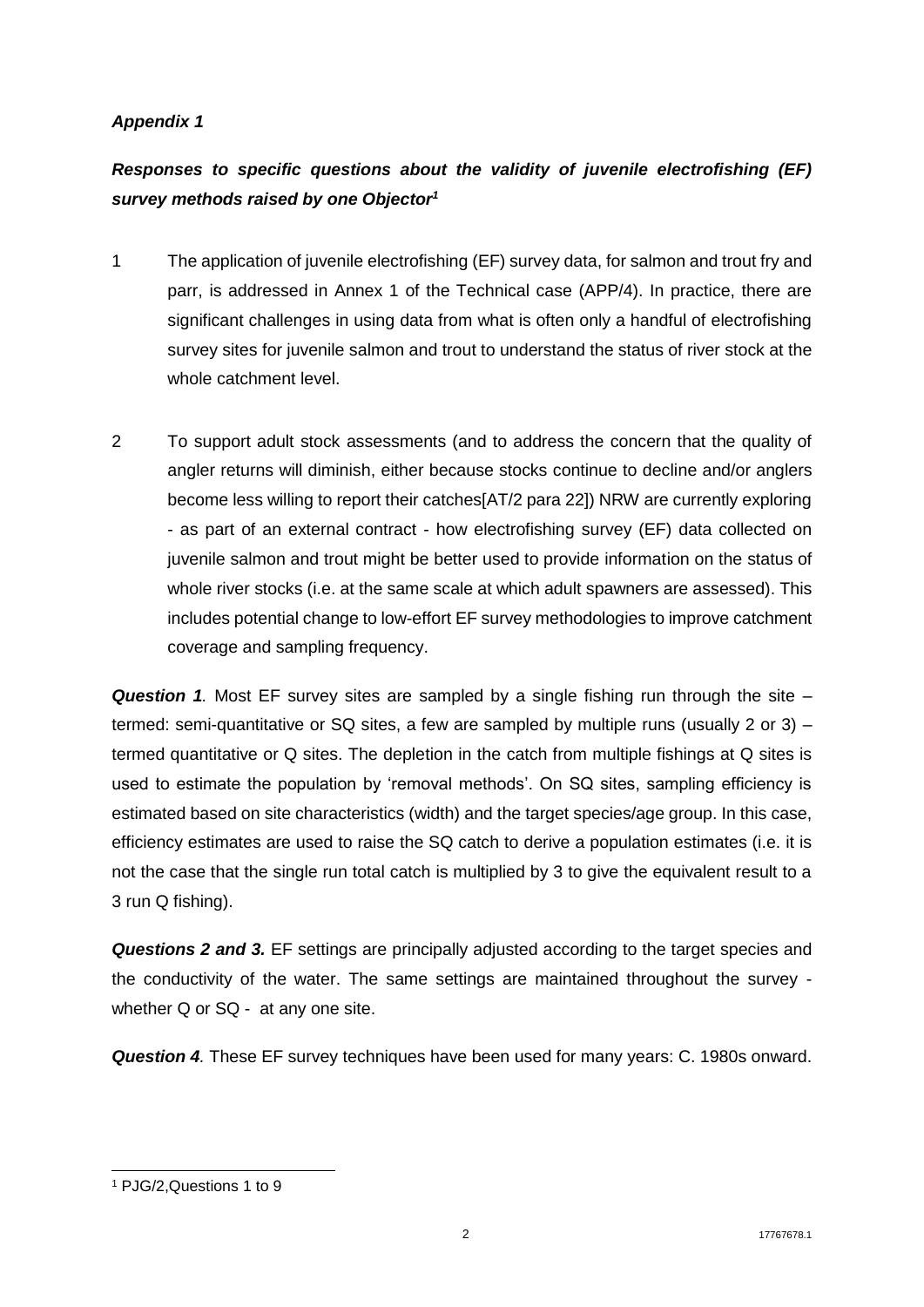***Appendix 1***

***Responses to specific questions about the validity of juvenile electrofishing (EF) survey methods raised by one Objector***[1]

1 The application of juvenile electrofishing (EF) survey data, for salmon and trout fry and parr, is addressed in Annex 1 of the Technical case (APP/4). In practice, there are significant challenges in using data from what is often only a handful of electrofishing survey sites for juvenile salmon and trout to understand the status of river stock at the whole catchment level.

2 To support adult stock assessments (and to address the concern that the quality of angler returns will diminish, either because stocks continue to decline and/or anglers become less willing to report their catches[AT/2 para 22]) NRW are currently exploring - as part of an external contract - how electrofishing survey (EF) data collected on juvenile salmon and trout might be better used to provide information on the status of whole river stocks (i.e. at the same scale at which adult spawners are assessed). This includes potential change to low-effort EF survey methodologies to improve catchment coverage and sampling frequency.

***Question 1***. Most EF survey sites are sampled by a single fishing run through the site – termed: semi-quantitative or SQ sites, a few are sampled by multiple runs (usually 2 or 3) – termed quantitative or Q sites. The depletion in the catch from multiple fishings at Q sites is used to estimate the population by 'removal methods'. On SQ sites, sampling efficiency is estimated based on site characteristics (width) and the target species/age group. In this case, efficiency estimates are used to raise the SQ catch to derive a population estimates (i.e. it is not the case that the single run total catch is multiplied by 3 to give the equivalent result to a 3 run Q fishing).

***Questions 2 and 3.*** EF settings are principally adjusted according to the target species and the conductivity of the water. The same settings are maintained throughout the survey - whether Q or SQ - at any one site.

***Question 4***. These EF survey techniques have been used for many years: C. 1980s onward.

---

[1] PJG/2,Questions 1 to 9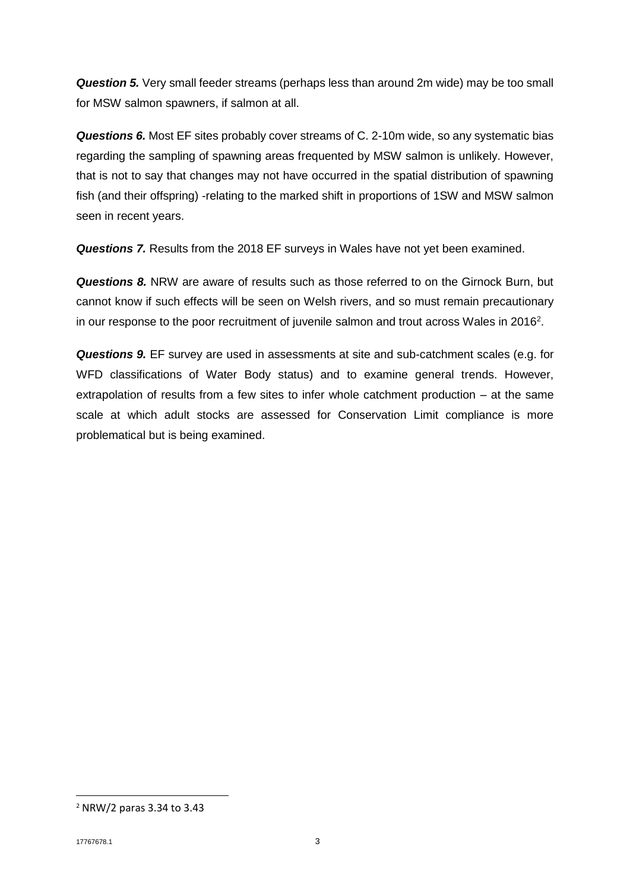***Question 5.*** Very small feeder streams (perhaps less than around 2m wide) may be too small for MSW salmon spawners, if salmon at all.

***Questions 6.*** Most EF sites probably cover streams of C. 2-10m wide, so any systematic bias regarding the sampling of spawning areas frequented by MSW salmon is unlikely. However, that is not to say that changes may not have occurred in the spatial distribution of spawning fish (and their offspring) -relating to the marked shift in proportions of 1SW and MSW salmon seen in recent years.

***Questions 7.*** Results from the 2018 EF surveys in Wales have not yet been examined.

***Questions 8.*** NRW are aware of results such as those referred to on the Girnock Burn, but cannot know if such effects will be seen on Welsh rivers, and so must remain precautionary in our response to the poor recruitment of juvenile salmon and trout across Wales in 2016[2].

***Questions 9.*** EF survey are used in assessments at site and sub-catchment scales (e.g. for WFD classifications of Water Body status) and to examine general trends. However, extrapolation of results from a few sites to infer whole catchment production – at the same scale at which adult stocks are assessed for Conservation Limit compliance is more problematical but is being examined.

---

[2] NRW/2 paras 3.34 to 3.43

17767678.1